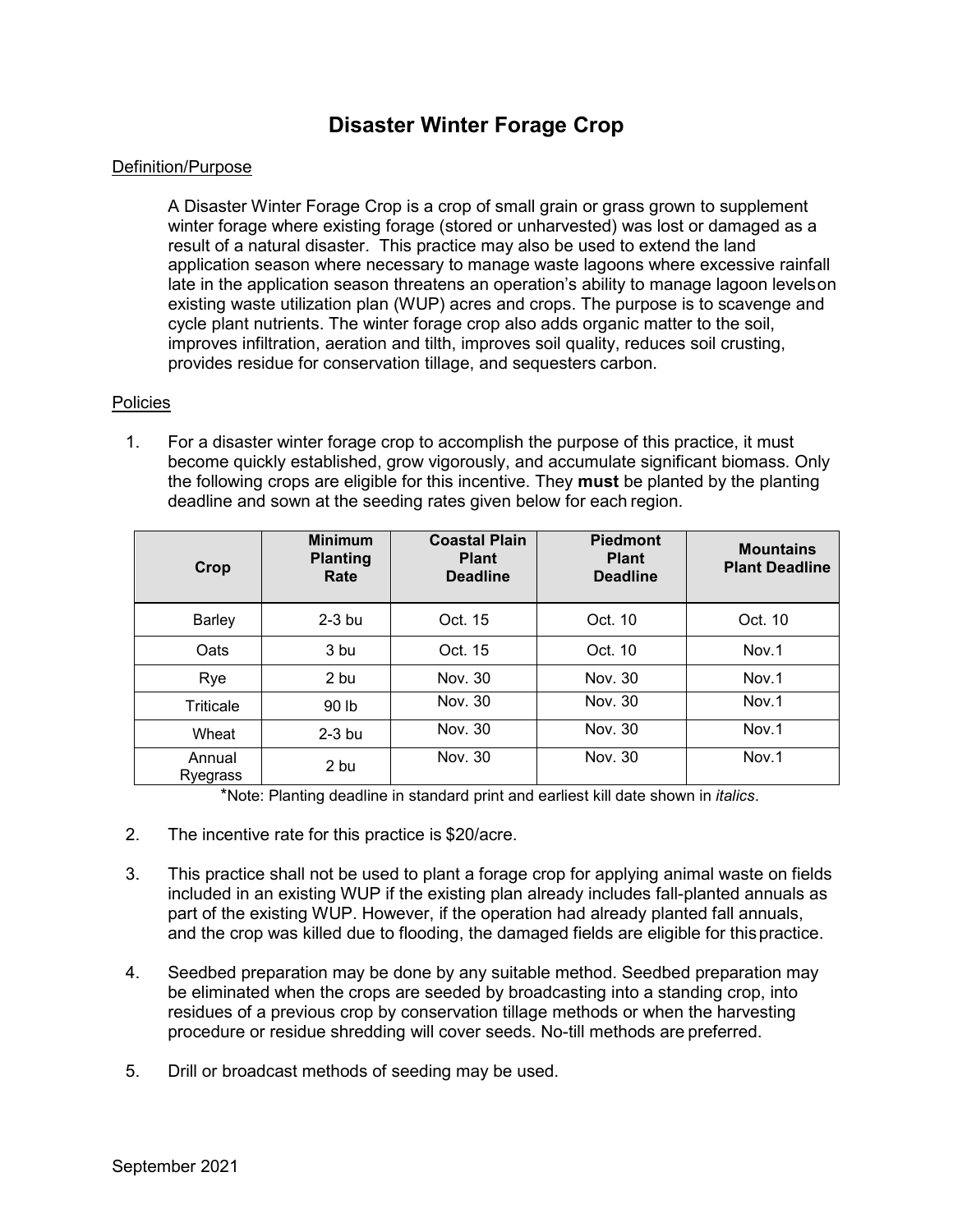# Disaster Winter Forage Crop

## Definition/Purpose

A Disaster Winter Forage Crop is a crop of small grain or grass grown to supplement winter forage where existing forage (stored or unharvested) was lost or damaged as a result of a natural disaster. This practice may also be used to extend the land application season where necessary to manage waste lagoons where excessive rainfall late in the application season threatens an operation's ability to manage lagoon levelson existing waste utilization plan (WUP) acres and crops. The purpose is to scavenge and cycle plant nutrients. The winter forage crop also adds organic matter to the soil, improves infiltration, aeration and tilth, improves soil quality, reduces soil crusting, provides residue for conservation tillage, and sequesters carbon.

## Policies

1. For a disaster winter forage crop to accomplish the purpose of this practice, it must become quickly established, grow vigorously, and accumulate significant biomass. Only the following crops are eligible for this incentive. They **must** be planted by the planting deadline and sown at the seeding rates given below for each region.

| Crop | Minimum Planting Rate | Coastal Plain Plant Deadline | Piedmont Plant Deadline | Mountains Plant Deadline |
|---|---|---|---|---|
| Barley | 2-3 bu | Oct. 15 | Oct. 10 | Oct. 10 |
| Oats | 3 bu | Oct. 15 | Oct. 10 | Nov.1 |
| Rye | 2 bu | Nov. 30 | Nov. 30 | Nov.1 |
| Triticale | 90 lb | Nov. 30 | Nov. 30 | Nov.1 |
| Wheat | 2-3 bu | Nov. 30 | Nov. 30 | Nov.1 |
| Annual Ryegrass | 2 bu | Nov. 30 | Nov. 30 | Nov.1 |

*Note: Planting deadline in standard print and earliest kill date shown in *italics*.

2. The incentive rate for this practice is $20/acre.

3. This practice shall not be used to plant a forage crop for applying animal waste on fields included in an existing WUP if the existing plan already includes fall-planted annuals as part of the existing WUP. However, if the operation had already planted fall annuals, and the crop was killed due to flooding, the damaged fields are eligible for this practice.

4. Seedbed preparation may be done by any suitable method. Seedbed preparation may be eliminated when the crops are seeded by broadcasting into a standing crop, into residues of a previous crop by conservation tillage methods or when the harvesting procedure or residue shredding will cover seeds. No-till methods are preferred.

5. Drill or broadcast methods of seeding may be used.

September 2021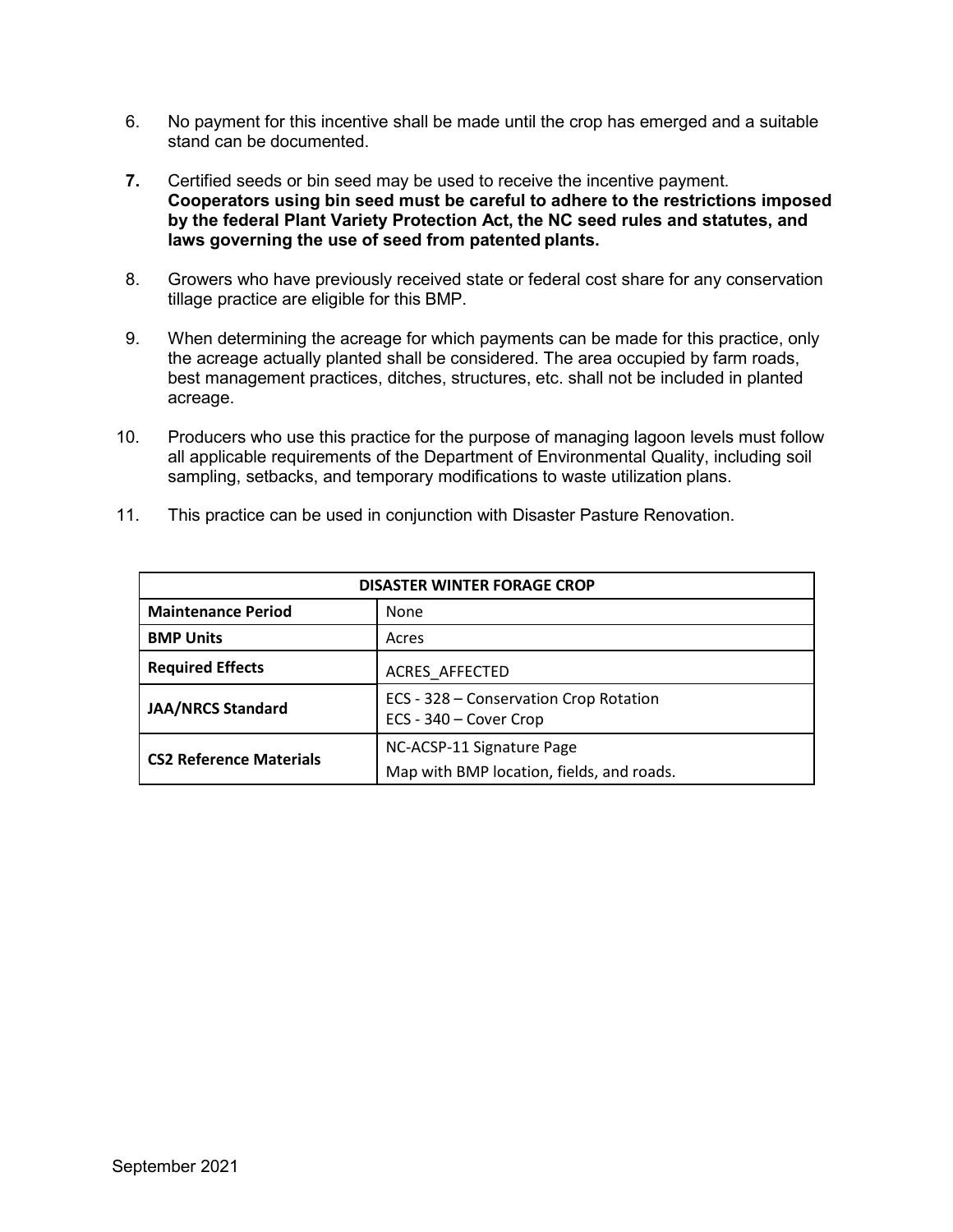6. No payment for this incentive shall be made until the crop has emerged and a suitable stand can be documented.

7. Certified seeds or bin seed may be used to receive the incentive payment. **Cooperators using bin seed must be careful to adhere to the restrictions imposed by the federal Plant Variety Protection Act, the NC seed rules and statutes, and laws governing the use of seed from patented plants.**

8. Growers who have previously received state or federal cost share for any conservation tillage practice are eligible for this BMP.

9. When determining the acreage for which payments can be made for this practice, only the acreage actually planted shall be considered. The area occupied by farm roads, best management practices, ditches, structures, etc. shall not be included in planted acreage.

10. Producers who use this practice for the purpose of managing lagoon levels must follow all applicable requirements of the Department of Environmental Quality, including soil sampling, setbacks, and temporary modifications to waste utilization plans.

11. This practice can be used in conjunction with Disaster Pasture Renovation.

| DISASTER WINTER FORAGE CROP | |
|---|---|
| **Maintenance Period** | None |
| **BMP Units** | Acres |
| **Required Effects** | ACRES_AFFECTED |
| **JAA/NRCS Standard** | ECS - 328 – Conservation Crop Rotation<br>ECS - 340 – Cover Crop |
| **CS2 Reference Materials** | NC-ACSP-11 Signature Page<br>Map with BMP location, fields, and roads. |